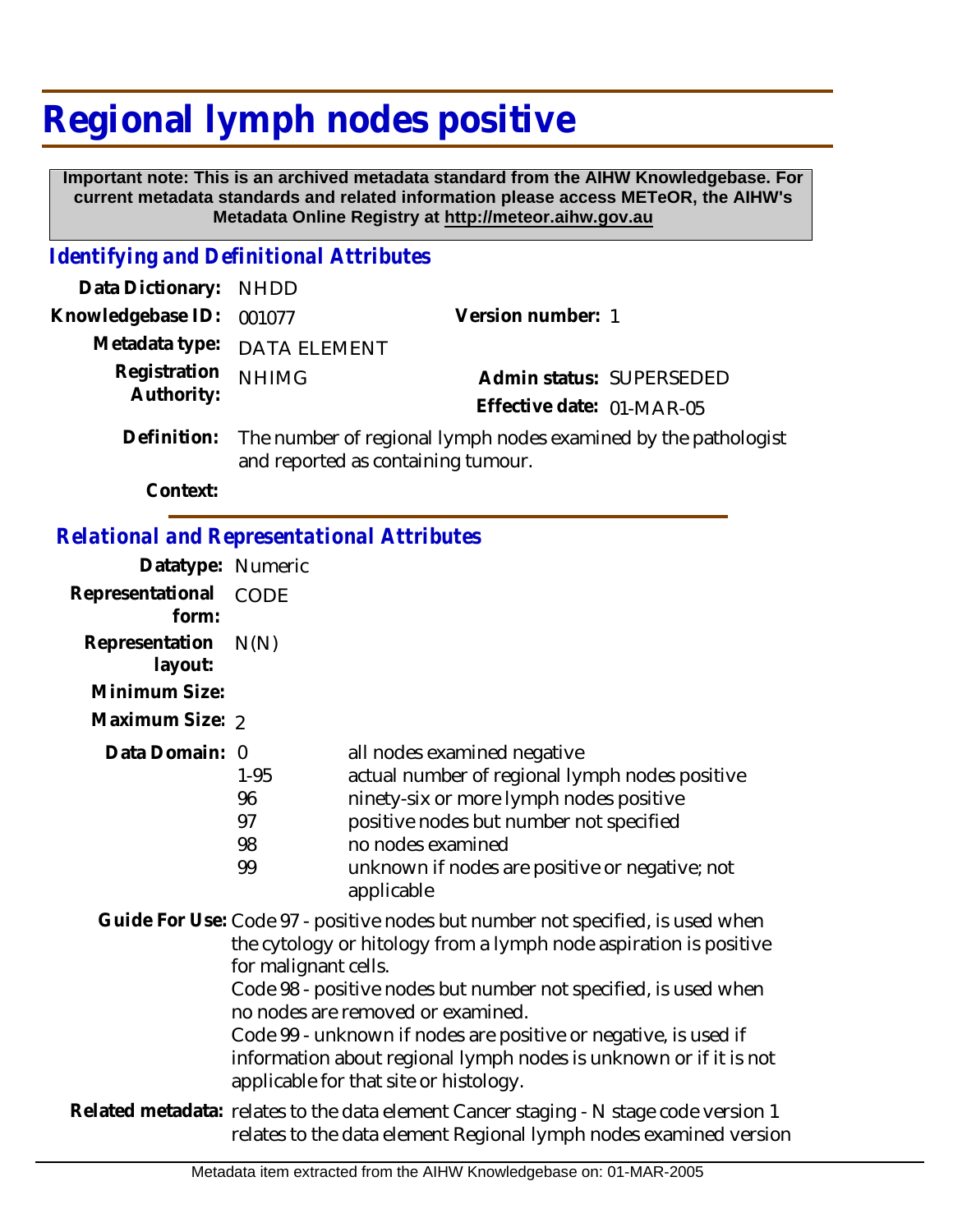# Regional lymph nodes positive

**Important note: This is an archived metadata standard from the AIHW Knowledgebase. For current metadata standards and related information please access METeOR, the AIHW's Metadata Online Registry at http://meteor.aihw.gov.au**

## *Identifying and Definitional Attributes*

**Data Dictionary:** NHDD

**Knowledgebase ID:** 001077

**Version number:** 1

**Metadata type:** DATA ELEMENT

**Registration Authority:** NHIMG

**Admin status:** SUPERSEDED

**Effective date:** 01-MAR-05

**Definition:** The number of regional lymph nodes examined by the pathologist and reported as containing tumour.

**Context:**

## *Relational and Representational Attributes*

**Datatype:** Numeric

**Representational form:** CODE

**Representation layout:** N(N)

**Minimum Size:**

**Maximum Size:** 2

**Data Domain:**

| | |
|---|---|
| 0 | all nodes examined negative |
| 1-95 | actual number of regional lymph nodes positive |
| 96 | ninety-six or more lymph nodes positive |
| 97 | positive nodes but number not specified |
| 98 | no nodes examined |
| 99 | unknown if nodes are positive or negative; not applicable |

**Guide For Use:** Code 97 - positive nodes but number not specified, is used when the cytology or hitology from a lymph node aspiration is positive for malignant cells.
Code 98 - positive nodes but number not specified, is used when no nodes are removed or examined.
Code 99 - unknown if nodes are positive or negative, is used if information about regional lymph nodes is unknown or if it is not applicable for that site or histology.

**Related metadata:** relates to the data element Cancer staging - N stage code version 1
relates to the data element Regional lymph nodes examined version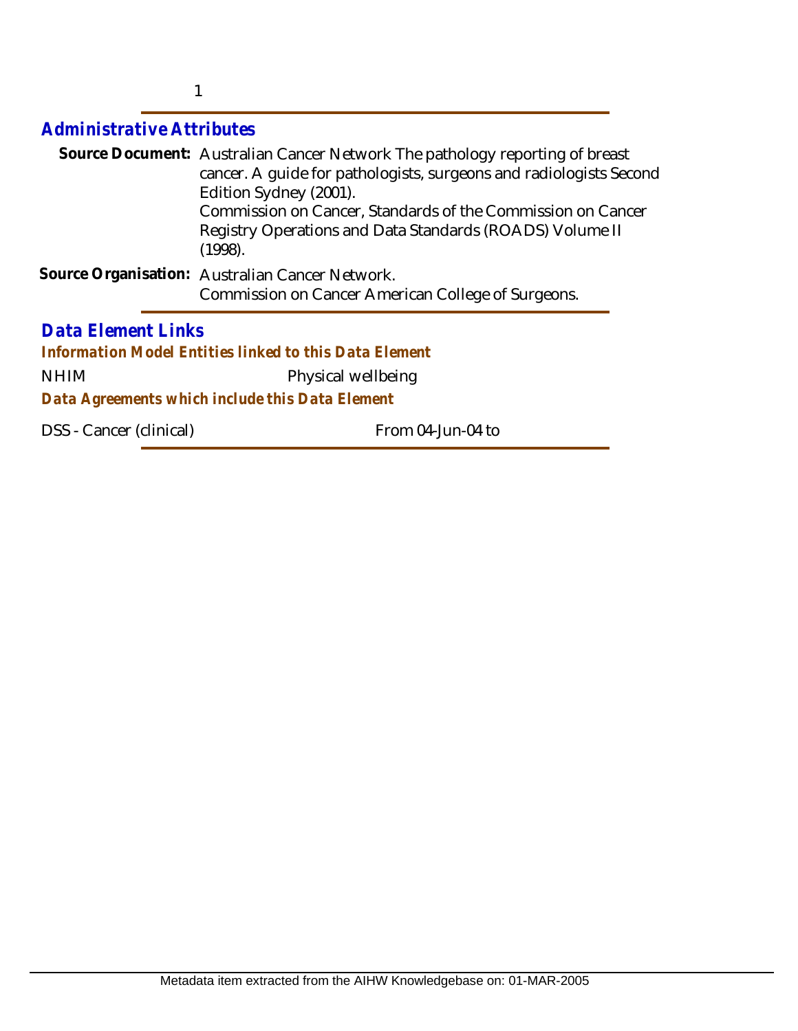1

## Administrative Attributes

**Source Document:** Australian Cancer Network The pathology reporting of breast cancer. A guide for pathologists, surgeons and radiologists Second Edition Sydney (2001).
Commission on Cancer, Standards of the Commission on Cancer Registry Operations and Data Standards (ROADS) Volume II (1998).

**Source Organisation:** Australian Cancer Network.
Commission on Cancer American College of Surgeons.

## Data Element Links

### Information Model Entities linked to this Data Element

NHIM Physical wellbeing

### Data Agreements which include this Data Element

DSS - Cancer (clinical) From 04-Jun-04 to

Metadata item extracted from the AIHW Knowledgebase on: 01-MAR-2005